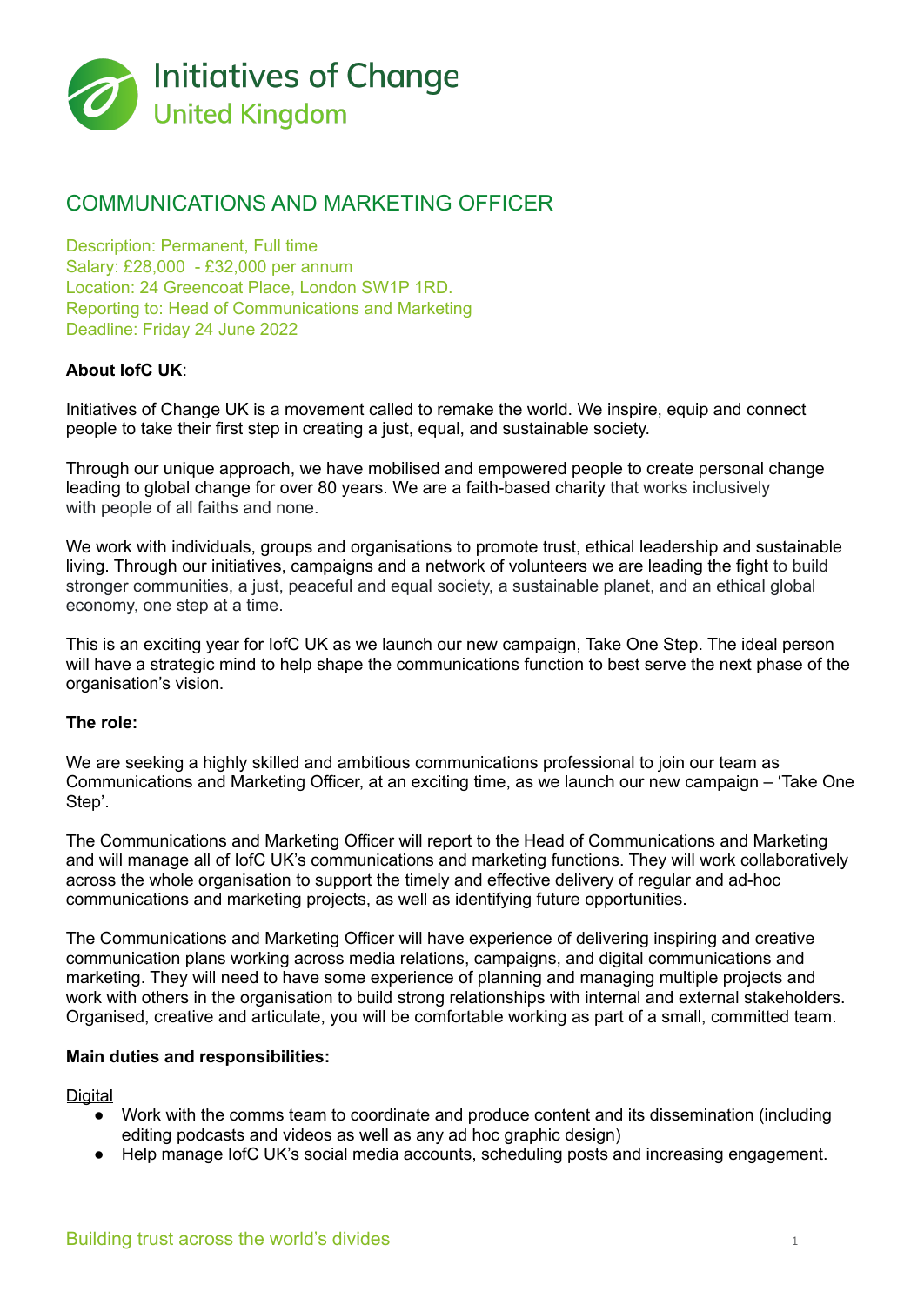Initiatives of Change
United Kingdom

# COMMUNICATIONS AND MARKETING OFFICER

Description: Permanent, Full time
Salary: £28,000 - £32,000 per annum
Location: 24 Greencoat Place, London SW1P 1RD.
Reporting to: Head of Communications and Marketing
Deadline: Friday 24 June 2022

**About IofC UK**:

Initiatives of Change UK is a movement called to remake the world. We inspire, equip and connect people to take their first step in creating a just, equal, and sustainable society.

Through our unique approach, we have mobilised and empowered people to create personal change leading to global change for over 80 years. We are a faith-based charity that works inclusively with people of all faiths and none.

We work with individuals, groups and organisations to promote trust, ethical leadership and sustainable living. Through our initiatives, campaigns and a network of volunteers we are leading the fight to build stronger communities, a just, peaceful and equal society, a sustainable planet, and an ethical global economy, one step at a time.

This is an exciting year for IofC UK as we launch our new campaign, Take One Step. The ideal person will have a strategic mind to help shape the communications function to best serve the next phase of the organisation's vision.

**The role:**

We are seeking a highly skilled and ambitious communications professional to join our team as Communications and Marketing Officer, at an exciting time, as we launch our new campaign – 'Take One Step'.

The Communications and Marketing Officer will report to the Head of Communications and Marketing and will manage all of IofC UK's communications and marketing functions. They will work collaboratively across the whole organisation to support the timely and effective delivery of regular and ad-hoc communications and marketing projects, as well as identifying future opportunities.

The Communications and Marketing Officer will have experience of delivering inspiring and creative communication plans working across media relations, campaigns, and digital communications and marketing. They will need to have some experience of planning and managing multiple projects and work with others in the organisation to build strong relationships with internal and external stakeholders. Organised, creative and articulate, you will be comfortable working as part of a small, committed team.

**Main duties and responsibilities:**

Digital

- Work with the comms team to coordinate and produce content and its dissemination (including editing podcasts and videos as well as any ad hoc graphic design)
- Help manage IofC UK's social media accounts, scheduling posts and increasing engagement.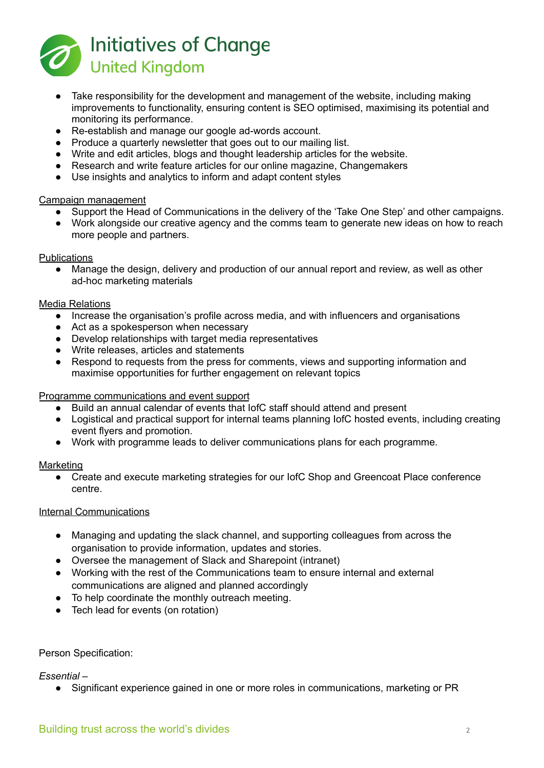- Take responsibility for the development and management of the website, including making improvements to functionality, ensuring content is SEO optimised, maximising its potential and monitoring its performance.
- Re-establish and manage our google ad-words account.
- Produce a quarterly newsletter that goes out to our mailing list.
- Write and edit articles, blogs and thought leadership articles for the website.
- Research and write feature articles for our online magazine, Changemakers
- Use insights and analytics to inform and adapt content styles

Campaign management

- Support the Head of Communications in the delivery of the 'Take One Step' and other campaigns.
- Work alongside our creative agency and the comms team to generate new ideas on how to reach more people and partners.

Publications

- Manage the design, delivery and production of our annual report and review, as well as other ad-hoc marketing materials

Media Relations

- Increase the organisation's profile across media, and with influencers and organisations
- Act as a spokesperson when necessary
- Develop relationships with target media representatives
- Write releases, articles and statements
- Respond to requests from the press for comments, views and supporting information and maximise opportunities for further engagement on relevant topics

Programme communications and event support

- Build an annual calendar of events that IofC staff should attend and present
- Logistical and practical support for internal teams planning IofC hosted events, including creating event flyers and promotion.
- Work with programme leads to deliver communications plans for each programme.

Marketing

- Create and execute marketing strategies for our IofC Shop and Greencoat Place conference centre.

Internal Communications

- Managing and updating the slack channel, and supporting colleagues from across the organisation to provide information, updates and stories.
- Oversee the management of Slack and Sharepoint (intranet)
- Working with the rest of the Communications team to ensure internal and external communications are aligned and planned accordingly
- To help coordinate the monthly outreach meeting.
- Tech lead for events (on rotation)

Person Specification:

*Essential –*

- Significant experience gained in one or more roles in communications, marketing or PR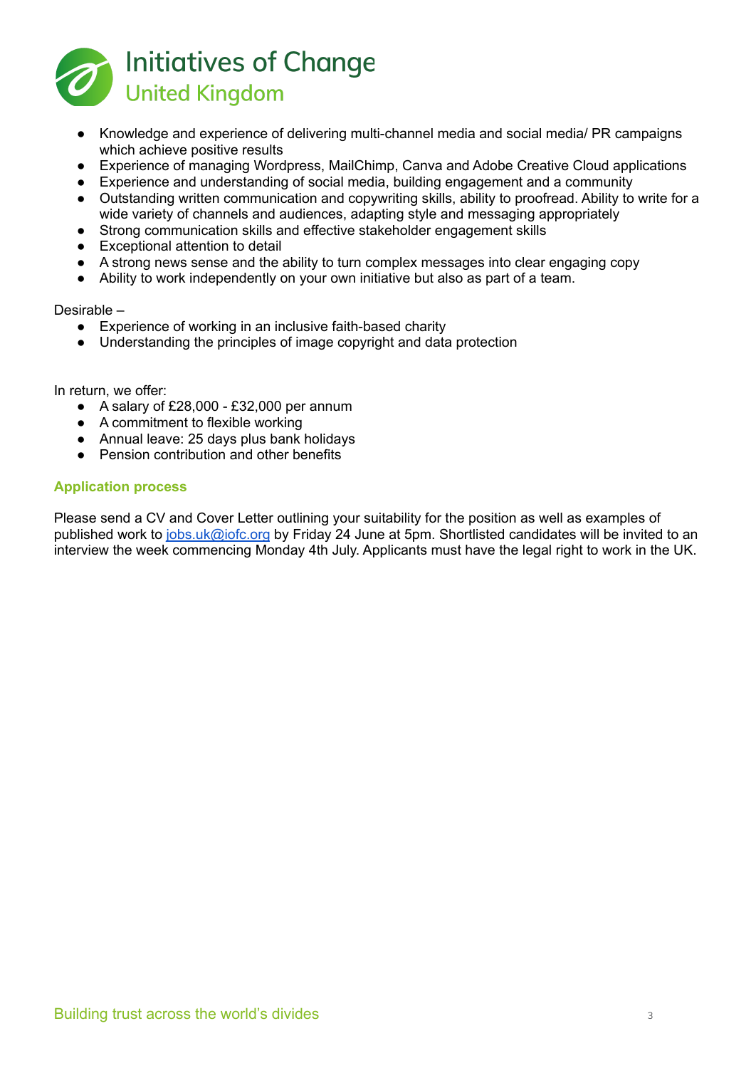- Knowledge and experience of delivering multi-channel media and social media/ PR campaigns which achieve positive results
- Experience of managing Wordpress, MailChimp, Canva and Adobe Creative Cloud applications
- Experience and understanding of social media, building engagement and a community
- Outstanding written communication and copywriting skills, ability to proofread. Ability to write for a wide variety of channels and audiences, adapting style and messaging appropriately
- Strong communication skills and effective stakeholder engagement skills
- Exceptional attention to detail
- A strong news sense and the ability to turn complex messages into clear engaging copy
- Ability to work independently on your own initiative but also as part of a team.

Desirable –

- Experience of working in an inclusive faith-based charity
- Understanding the principles of image copyright and data protection

In return, we offer:

- A salary of £28,000 - £32,000 per annum
- A commitment to flexible working
- Annual leave: 25 days plus bank holidays
- Pension contribution and other benefits

### Application process

Please send a CV and Cover Letter outlining your suitability for the position as well as examples of published work to jobs.uk@iofc.org by Friday 24 June at 5pm. Shortlisted candidates will be invited to an interview the week commencing Monday 4th July. Applicants must have the legal right to work in the UK.